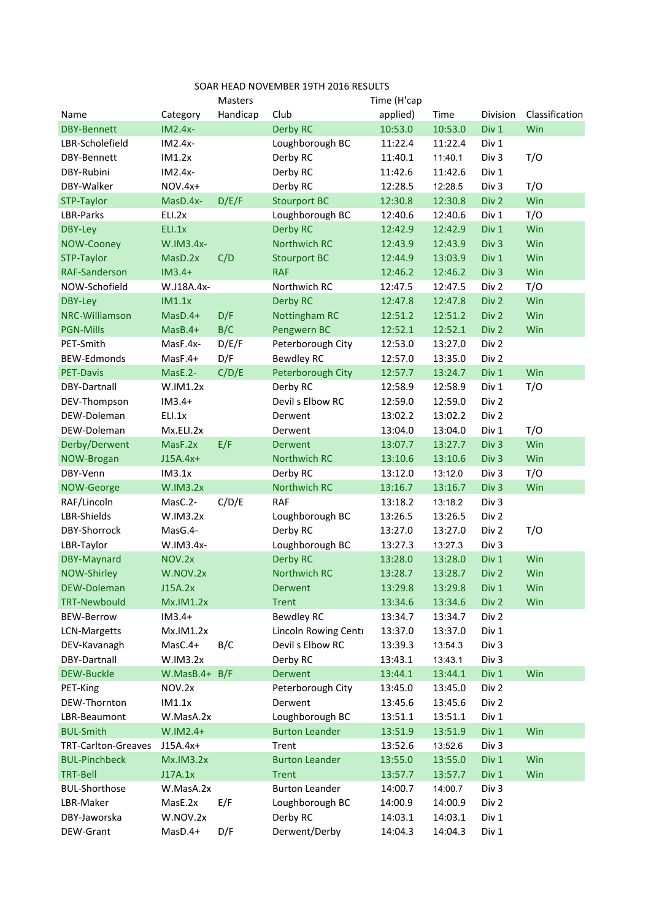# SOAR HEAD NOVEMBER 19TH 2016 RESULTS

| Name | Category | Masters Handicap | Club | Time (H'cap applied) | Time | Division | Classification |
|---|---|---|---|---|---|---|---|
| DBY-Bennett | IM2.4x- | | Derby RC | 10:53.0 | 10:53.0 | Div 1 | Win |
| LBR-Scholefield | IM2.4x- | | Loughborough BC | 11:22.4 | 11:22.4 | Div 1 | |
| DBY-Bennett | IM1.2x | | Derby RC | 11:40.1 | 11:40.1 | Div 3 | T/O |
| DBY-Rubini | IM2.4x- | | Derby RC | 11:42.6 | 11:42.6 | Div 1 | |
| DBY-Walker | NOV.4x+ | | Derby RC | 12:28.5 | 12:28.5 | Div 3 | T/O |
| STP-Taylor | MasD.4x- | D/E/F | Stourport BC | 12:30.8 | 12:30.8 | Div 2 | Win |
| LBR-Parks | ELI.2x | | Loughborough BC | 12:40.6 | 12:40.6 | Div 1 | T/O |
| DBY-Ley | ELI.1x | | Derby RC | 12:42.9 | 12:42.9 | Div 1 | Win |
| NOW-Cooney | W.IM3.4x- | | Northwich RC | 12:43.9 | 12:43.9 | Div 3 | Win |
| STP-Taylor | MasD.2x | C/D | Stourport BC | 12:44.9 | 13:03.9 | Div 1 | Win |
| RAF-Sanderson | IM3.4+ | | RAF | 12:46.2 | 12:46.2 | Div 3 | Win |
| NOW-Schofield | W.J18A.4x- | | Northwich RC | 12:47.5 | 12:47.5 | Div 2 | T/O |
| DBY-Ley | IM1.1x | | Derby RC | 12:47.8 | 12:47.8 | Div 2 | Win |
| NRC-Williamson | MasD.4+ | D/F | Nottingham RC | 12:51.2 | 12:51.2 | Div 2 | Win |
| PGN-Mills | MasB.4+ | B/C | Pengwern BC | 12:52.1 | 12:52.1 | Div 2 | Win |
| PET-Smith | MasF.4x- | D/E/F | Peterborough City | 12:53.0 | 13:27.0 | Div 2 | |
| BEW-Edmonds | MasF.4+ | D/F | Bewdley RC | 12:57.0 | 13:35.0 | Div 2 | |
| PET-Davis | MasE.2- | C/D/E | Peterborough City | 12:57.7 | 13:24.7 | Div 1 | Win |
| DBY-Dartnall | W.IM1.2x | | Derby RC | 12:58.9 | 12:58.9 | Div 1 | T/O |
| DEV-Thompson | IM3.4+ | | Devil s Elbow RC | 12:59.0 | 12:59.0 | Div 2 | |
| DEW-Doleman | ELI.1x | | Derwent | 13:02.2 | 13:02.2 | Div 2 | |
| DEW-Doleman | Mx.ELI.2x | | Derwent | 13:04.0 | 13:04.0 | Div 1 | T/O |
| Derby/Derwent | MasF.2x | E/F | Derwent | 13:07.7 | 13:27.7 | Div 3 | Win |
| NOW-Brogan | J15A.4x+ | | Northwich RC | 13:10.6 | 13:10.6 | Div 3 | Win |
| DBY-Venn | IM3.1x | | Derby RC | 13:12.0 | 13:12.0 | Div 3 | T/O |
| NOW-George | W.IM3.2x | | Northwich RC | 13:16.7 | 13:16.7 | Div 3 | Win |
| RAF/Lincoln | MasC.2- | C/D/E | RAF | 13:18.2 | 13:18.2 | Div 3 | |
| LBR-Shields | W.IM3.2x | | Loughborough BC | 13:26.5 | 13:26.5 | Div 2 | |
| DBY-Shorrock | MasG.4- | | Derby RC | 13:27.0 | 13:27.0 | Div 2 | T/O |
| LBR-Taylor | W.IM3.4x- | | Loughborough BC | 13:27.3 | 13:27.3 | Div 3 | |
| DBY-Maynard | NOV.2x | | Derby RC | 13:28.0 | 13:28.0 | Div 1 | Win |
| NOW-Shirley | W.NOV.2x | | Northwich RC | 13:28.7 | 13:28.7 | Div 2 | Win |
| DEW-Doleman | J15A.2x | | Derwent | 13:29.8 | 13:29.8 | Div 1 | Win |
| TRT-Newbould | Mx.IM1.2x | | Trent | 13:34.6 | 13:34.6 | Div 2 | Win |
| BEW-Berrow | IM3.4+ | | Bewdley RC | 13:34.7 | 13:34.7 | Div 2 | |
| LCN-Margetts | Mx.IM1.2x | | Lincoln Rowing Centr | 13:37.0 | 13:37.0 | Div 1 | |
| DEV-Kavanagh | MasC.4+ | B/C | Devil s Elbow RC | 13:39.3 | 13:54.3 | Div 3 | |
| DBY-Dartnall | W.IM3.2x | | Derby RC | 13:43.1 | 13:43.1 | Div 3 | |
| DEW-Buckle | W.MasB.4+ | B/F | Derwent | 13:44.1 | 13:44.1 | Div 1 | Win |
| PET-King | NOV.2x | | Peterborough City | 13:45.0 | 13:45.0 | Div 2 | |
| DEW-Thornton | IM1.1x | | Derwent | 13:45.6 | 13:45.6 | Div 2 | |
| LBR-Beaumont | W.MasA.2x | | Loughborough BC | 13:51.1 | 13:51.1 | Div 1 | |
| BUL-Smith | W.IM2.4+ | | Burton Leander | 13:51.9 | 13:51.9 | Div 1 | Win |
| TRT-Carlton-Greaves | J15A.4x+ | | Trent | 13:52.6 | 13:52.6 | Div 3 | |
| BUL-Pinchbeck | Mx.IM3.2x | | Burton Leander | 13:55.0 | 13:55.0 | Div 1 | Win |
| TRT-Bell | J17A.1x | | Trent | 13:57.7 | 13:57.7 | Div 1 | Win |
| BUL-Shorthose | W.MasA.2x | | Burton Leander | 14:00.7 | 14:00.7 | Div 3 | |
| LBR-Maker | MasE.2x | E/F | Loughborough BC | 14:00.9 | 14:00.9 | Div 2 | |
| DBY-Jaworska | W.NOV.2x | | Derby RC | 14:03.1 | 14:03.1 | Div 1 | |
| DEW-Grant | MasD.4+ | D/F | Derwent/Derby | 14:04.3 | 14:04.3 | Div 1 | |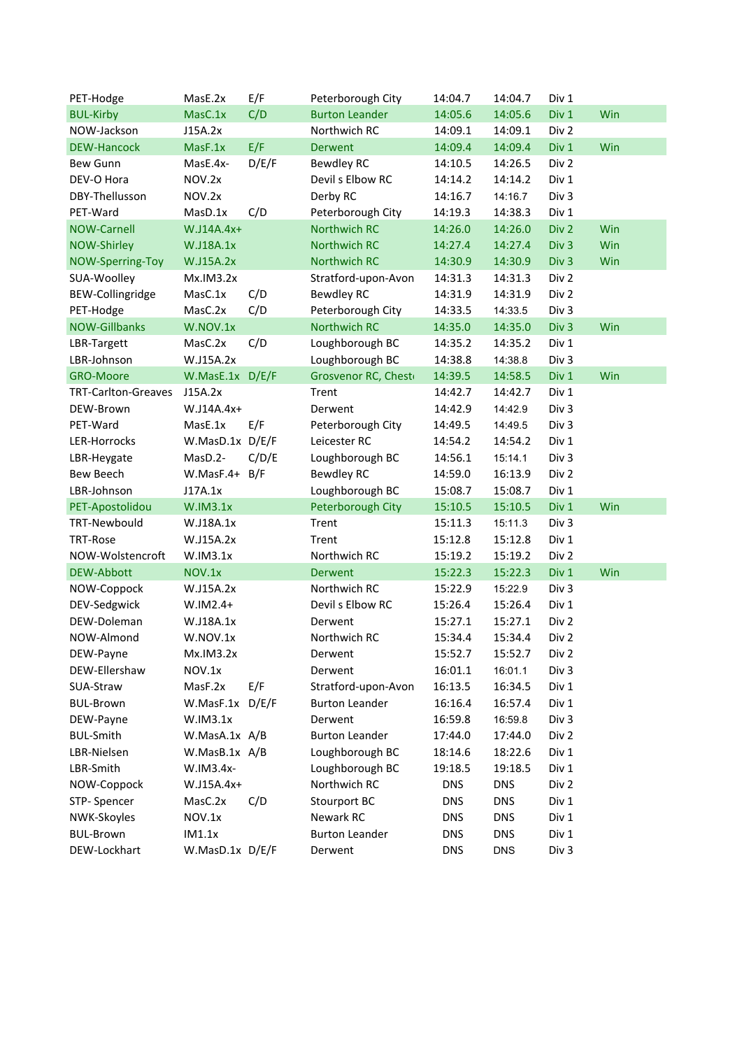| | | | | | | | |
|---|---|---|---|---|---|---|---|
| PET-Hodge | MasE.2x | E/F | Peterborough City | 14:04.7 | 14:04.7 | Div 1 | |
| BUL-Kirby | MasC.1x | C/D | Burton Leander | 14:05.6 | 14:05.6 | Div 1 | Win |
| NOW-Jackson | J15A.2x | | Northwich RC | 14:09.1 | 14:09.1 | Div 2 | |
| DEW-Hancock | MasF.1x | E/F | Derwent | 14:09.4 | 14:09.4 | Div 1 | Win |
| Bew Gunn | MasE.4x- | D/E/F | Bewdley RC | 14:10.5 | 14:26.5 | Div 2 | |
| DEV-O Hora | NOV.2x | | Devil s Elbow RC | 14:14.2 | 14:14.2 | Div 1 | |
| DBY-Thellusson | NOV.2x | | Derby RC | 14:16.7 | 14:16.7 | Div 3 | |
| PET-Ward | MasD.1x | C/D | Peterborough City | 14:19.3 | 14:38.3 | Div 1 | |
| NOW-Carnell | W.J14A.4x+ | | Northwich RC | 14:26.0 | 14:26.0 | Div 2 | Win |
| NOW-Shirley | W.J18A.1x | | Northwich RC | 14:27.4 | 14:27.4 | Div 3 | Win |
| NOW-Sperring-Toy | W.J15A.2x | | Northwich RC | 14:30.9 | 14:30.9 | Div 3 | Win |
| SUA-Woolley | Mx.IM3.2x | | Stratford-upon-Avon | 14:31.3 | 14:31.3 | Div 2 | |
| BEW-Collingridge | MasC.1x | C/D | Bewdley RC | 14:31.9 | 14:31.9 | Div 2 | |
| PET-Hodge | MasC.2x | C/D | Peterborough City | 14:33.5 | 14:33.5 | Div 3 | |
| NOW-Gillbanks | W.NOV.1x | | Northwich RC | 14:35.0 | 14:35.0 | Div 3 | Win |
| LBR-Targett | MasC.2x | C/D | Loughborough BC | 14:35.2 | 14:35.2 | Div 1 | |
| LBR-Johnson | W.J15A.2x | | Loughborough BC | 14:38.8 | 14:38.8 | Div 3 | |
| GRO-Moore | W.MasE.1x | D/E/F | Grosvenor RC, Chest | 14:39.5 | 14:58.5 | Div 1 | Win |
| TRT-Carlton-Greaves | J15A.2x | | Trent | 14:42.7 | 14:42.7 | Div 1 | |
| DEW-Brown | W.J14A.4x+ | | Derwent | 14:42.9 | 14:42.9 | Div 3 | |
| PET-Ward | MasE.1x | E/F | Peterborough City | 14:49.5 | 14:49.5 | Div 3 | |
| LER-Horrocks | W.MasD.1x | D/E/F | Leicester RC | 14:54.2 | 14:54.2 | Div 1 | |
| LBR-Heygate | MasD.2- | C/D/E | Loughborough BC | 14:56.1 | 15:14.1 | Div 3 | |
| Bew Beech | W.MasF.4+ | B/F | Bewdley RC | 14:59.0 | 16:13.9 | Div 2 | |
| LBR-Johnson | J17A.1x | | Loughborough BC | 15:08.7 | 15:08.7 | Div 1 | |
| PET-Apostolidou | W.IM3.1x | | Peterborough City | 15:10.5 | 15:10.5 | Div 1 | Win |
| TRT-Newbould | W.J18A.1x | | Trent | 15:11.3 | 15:11.3 | Div 3 | |
| TRT-Rose | W.J15A.2x | | Trent | 15:12.8 | 15:12.8 | Div 1 | |
| NOW-Wolstencroft | W.IM3.1x | | Northwich RC | 15:19.2 | 15:19.2 | Div 2 | |
| DEW-Abbott | NOV.1x | | Derwent | 15:22.3 | 15:22.3 | Div 1 | Win |
| NOW-Coppock | W.J15A.2x | | Northwich RC | 15:22.9 | 15:22.9 | Div 3 | |
| DEV-Sedgwick | W.IM2.4+ | | Devil s Elbow RC | 15:26.4 | 15:26.4 | Div 1 | |
| DEW-Doleman | W.J18A.1x | | Derwent | 15:27.1 | 15:27.1 | Div 2 | |
| NOW-Almond | W.NOV.1x | | Northwich RC | 15:34.4 | 15:34.4 | Div 2 | |
| DEW-Payne | Mx.IM3.2x | | Derwent | 15:52.7 | 15:52.7 | Div 2 | |
| DEW-Ellershaw | NOV.1x | | Derwent | 16:01.1 | 16:01.1 | Div 3 | |
| SUA-Straw | MasF.2x | E/F | Stratford-upon-Avon | 16:13.5 | 16:34.5 | Div 1 | |
| BUL-Brown | W.MasF.1x | D/E/F | Burton Leander | 16:16.4 | 16:57.4 | Div 1 | |
| DEW-Payne | W.IM3.1x | | Derwent | 16:59.8 | 16:59.8 | Div 3 | |
| BUL-Smith | W.MasA.1x | A/B | Burton Leander | 17:44.0 | 17:44.0 | Div 2 | |
| LBR-Nielsen | W.MasB.1x | A/B | Loughborough BC | 18:14.6 | 18:22.6 | Div 1 | |
| LBR-Smith | W.IM3.4x- | | Loughborough BC | 19:18.5 | 19:18.5 | Div 1 | |
| NOW-Coppock | W.J15A.4x+ | | Northwich RC | DNS | DNS | Div 2 | |
| STP- Spencer | MasC.2x | C/D | Stourport BC | DNS | DNS | Div 1 | |
| NWK-Skoyles | NOV.1x | | Newark RC | DNS | DNS | Div 1 | |
| BUL-Brown | IM1.1x | | Burton Leander | DNS | DNS | Div 1 | |
| DEW-Lockhart | W.MasD.1x | D/E/F | Derwent | DNS | DNS | Div 3 | |